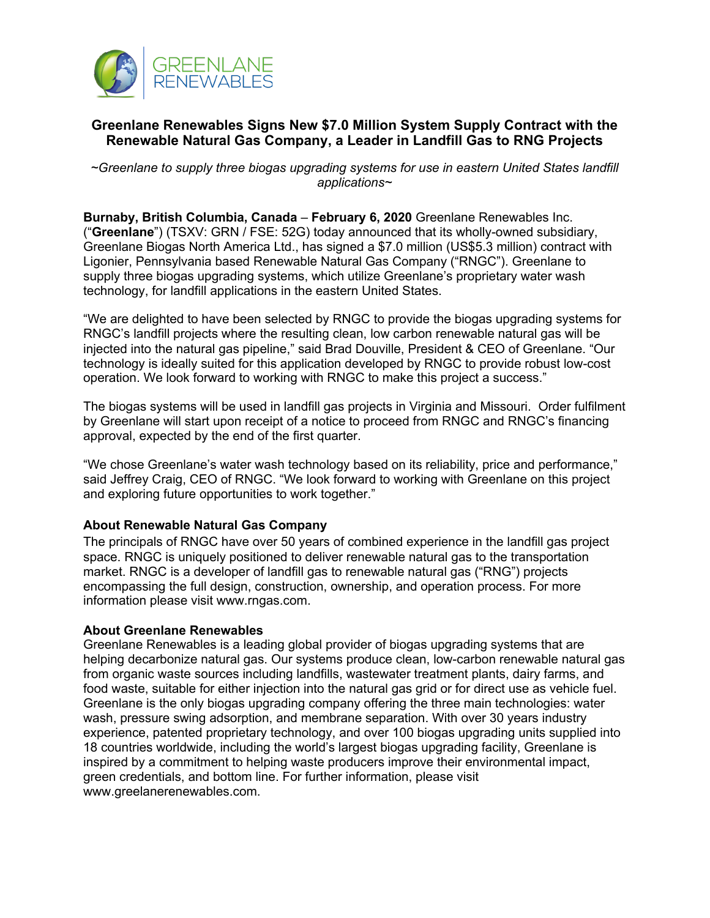GREENLANE RENEWABLES

## Greenlane Renewables Signs New $7.0 Million System Supply Contract with the Renewable Natural Gas Company, a Leader in Landfill Gas to RNG Projects

*~Greenlane to supply three biogas upgrading systems for use in eastern United States landfill applications~*

**Burnaby, British Columbia, Canada** – **February 6, 2020** Greenlane Renewables Inc. ("**Greenlane**") (TSXV: GRN / FSE: 52G) today announced that its wholly-owned subsidiary, Greenlane Biogas North America Ltd., has signed a $7.0 million (US$5.3 million) contract with Ligonier, Pennsylvania based Renewable Natural Gas Company ("RNGC"). Greenlane to supply three biogas upgrading systems, which utilize Greenlane's proprietary water wash technology, for landfill applications in the eastern United States.

"We are delighted to have been selected by RNGC to provide the biogas upgrading systems for RNGC's landfill projects where the resulting clean, low carbon renewable natural gas will be injected into the natural gas pipeline," said Brad Douville, President & CEO of Greenlane. "Our technology is ideally suited for this application developed by RNGC to provide robust low-cost operation. We look forward to working with RNGC to make this project a success."

The biogas systems will be used in landfill gas projects in Virginia and Missouri. Order fulfilment by Greenlane will start upon receipt of a notice to proceed from RNGC and RNGC's financing approval, expected by the end of the first quarter.

"We chose Greenlane's water wash technology based on its reliability, price and performance," said Jeffrey Craig, CEO of RNGC. "We look forward to working with Greenlane on this project and exploring future opportunities to work together."

### About Renewable Natural Gas Company

The principals of RNGC have over 50 years of combined experience in the landfill gas project space. RNGC is uniquely positioned to deliver renewable natural gas to the transportation market. RNGC is a developer of landfill gas to renewable natural gas ("RNG") projects encompassing the full design, construction, ownership, and operation process. For more information please visit www.rngas.com.

### About Greenlane Renewables

Greenlane Renewables is a leading global provider of biogas upgrading systems that are helping decarbonize natural gas. Our systems produce clean, low-carbon renewable natural gas from organic waste sources including landfills, wastewater treatment plants, dairy farms, and food waste, suitable for either injection into the natural gas grid or for direct use as vehicle fuel. Greenlane is the only biogas upgrading company offering the three main technologies: water wash, pressure swing adsorption, and membrane separation. With over 30 years industry experience, patented proprietary technology, and over 100 biogas upgrading units supplied into 18 countries worldwide, including the world's largest biogas upgrading facility, Greenlane is inspired by a commitment to helping waste producers improve their environmental impact, green credentials, and bottom line. For further information, please visit www.greelanerenewables.com.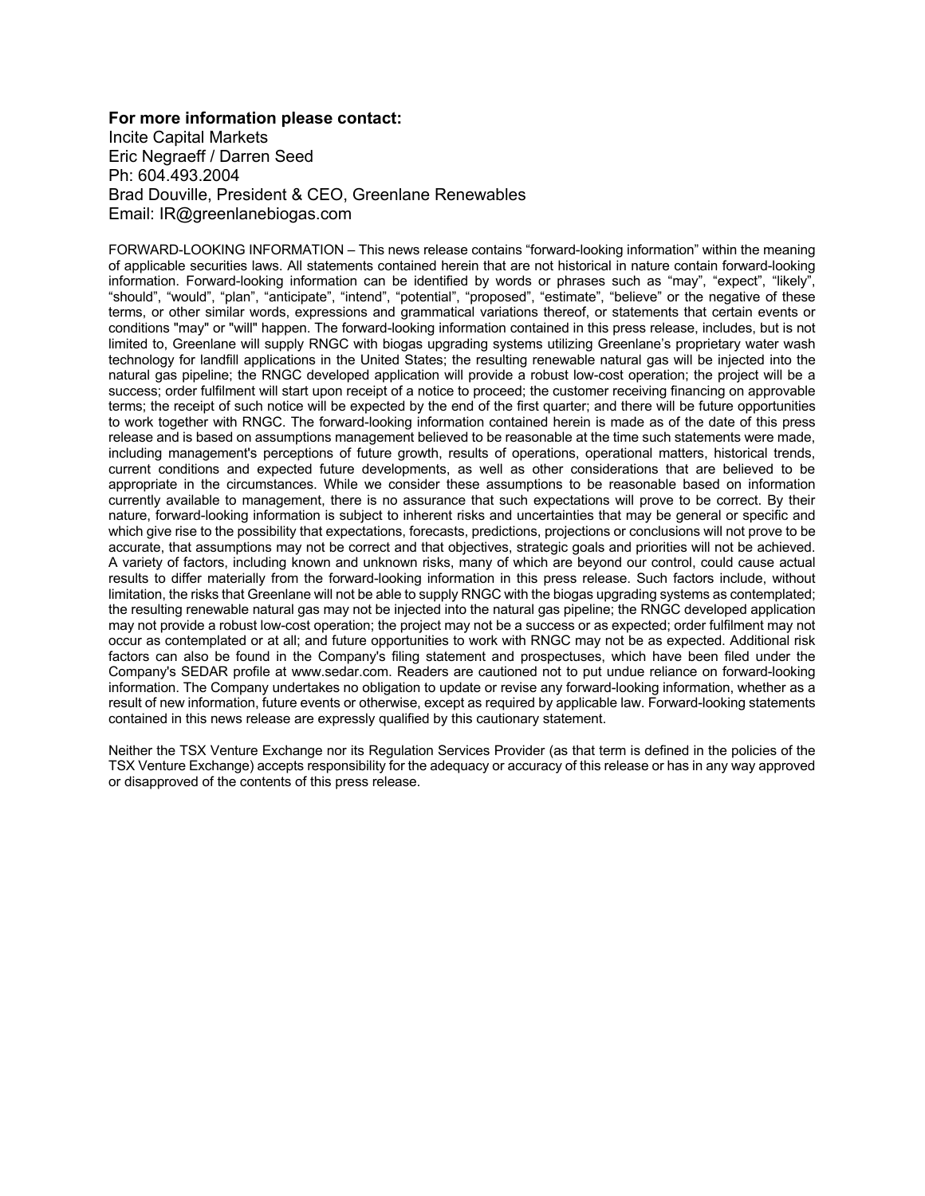**For more information please contact:**
Incite Capital Markets
Eric Negraeff / Darren Seed
Ph: 604.493.2004
Brad Douville, President & CEO, Greenlane Renewables
Email: IR@greenlanebiogas.com

FORWARD-LOOKING INFORMATION – This news release contains “forward-looking information” within the meaning of applicable securities laws. All statements contained herein that are not historical in nature contain forward-looking information. Forward-looking information can be identified by words or phrases such as “may”, “expect”, “likely”, “should”, “would”, “plan”, “anticipate”, “intend”, “potential”, “proposed”, “estimate”, “believe” or the negative of these terms, or other similar words, expressions and grammatical variations thereof, or statements that certain events or conditions "may" or "will" happen. The forward-looking information contained in this press release, includes, but is not limited to, Greenlane will supply RNGC with biogas upgrading systems utilizing Greenlane’s proprietary water wash technology for landfill applications in the United States; the resulting renewable natural gas will be injected into the natural gas pipeline; the RNGC developed application will provide a robust low-cost operation; the project will be a success; order fulfilment will start upon receipt of a notice to proceed; the customer receiving financing on approvable terms; the receipt of such notice will be expected by the end of the first quarter; and there will be future opportunities to work together with RNGC. The forward-looking information contained herein is made as of the date of this press release and is based on assumptions management believed to be reasonable at the time such statements were made, including management's perceptions of future growth, results of operations, operational matters, historical trends, current conditions and expected future developments, as well as other considerations that are believed to be appropriate in the circumstances. While we consider these assumptions to be reasonable based on information currently available to management, there is no assurance that such expectations will prove to be correct. By their nature, forward-looking information is subject to inherent risks and uncertainties that may be general or specific and which give rise to the possibility that expectations, forecasts, predictions, projections or conclusions will not prove to be accurate, that assumptions may not be correct and that objectives, strategic goals and priorities will not be achieved. A variety of factors, including known and unknown risks, many of which are beyond our control, could cause actual results to differ materially from the forward-looking information in this press release. Such factors include, without limitation, the risks that Greenlane will not be able to supply RNGC with the biogas upgrading systems as contemplated; the resulting renewable natural gas may not be injected into the natural gas pipeline; the RNGC developed application may not provide a robust low-cost operation; the project may not be a success or as expected; order fulfilment may not occur as contemplated or at all; and future opportunities to work with RNGC may not be as expected. Additional risk factors can also be found in the Company's filing statement and prospectuses, which have been filed under the Company's SEDAR profile at www.sedar.com. Readers are cautioned not to put undue reliance on forward-looking information. The Company undertakes no obligation to update or revise any forward-looking information, whether as a result of new information, future events or otherwise, except as required by applicable law. Forward-looking statements contained in this news release are expressly qualified by this cautionary statement.

Neither the TSX Venture Exchange nor its Regulation Services Provider (as that term is defined in the policies of the TSX Venture Exchange) accepts responsibility for the adequacy or accuracy of this release or has in any way approved or disapproved of the contents of this press release.